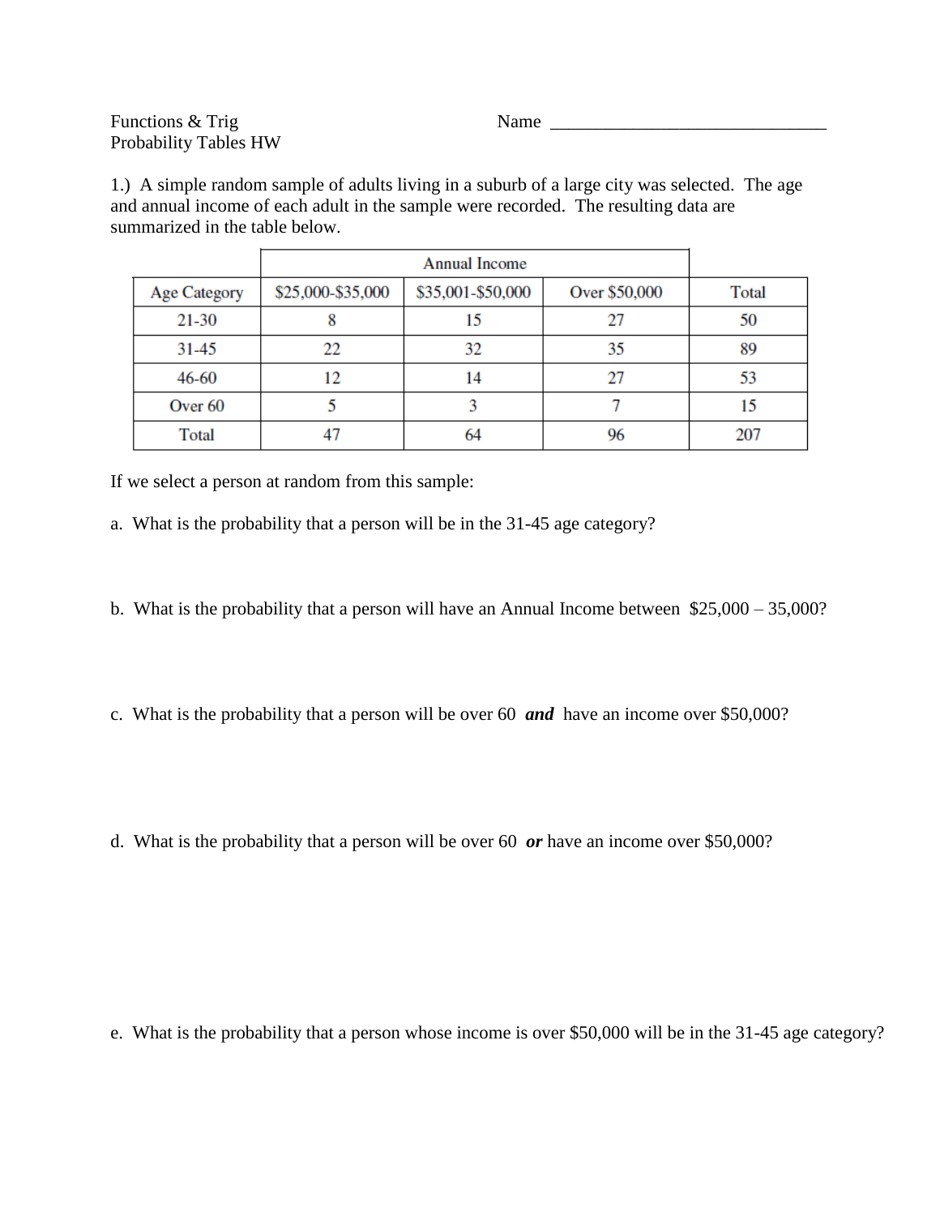Functions & Trig  
Probability Tables HW

Name _______________________________

1.) A simple random sample of adults living in a suburb of a large city was selected. The age and annual income of each adult in the sample were recorded. The resulting data are summarized in the table below.

| | Annual Income | | | |
|---|---|---|---|---|
| Age Category | $25,000-$35,000 | $35,001-$50,000 | Over $50,000 | Total |
| 21-30 | 8 | 15 | 27 | 50 |
| 31-45 | 22 | 32 | 35 | 89 |
| 46-60 | 12 | 14 | 27 | 53 |
| Over 60 | 5 | 3 | 7 | 15 |
| Total | 47 | 64 | 96 | 207 |

If we select a person at random from this sample:

a. What is the probability that a person will be in the 31-45 age category?

b. What is the probability that a person will have an Annual Income between $25,000 – 35,000?

c. What is the probability that a person will be over 60 ***and*** have an income over $50,000?

d. What is the probability that a person will be over 60 ***or*** have an income over $50,000?

e. What is the probability that a person whose income is over $50,000 will be in the 31-45 age category?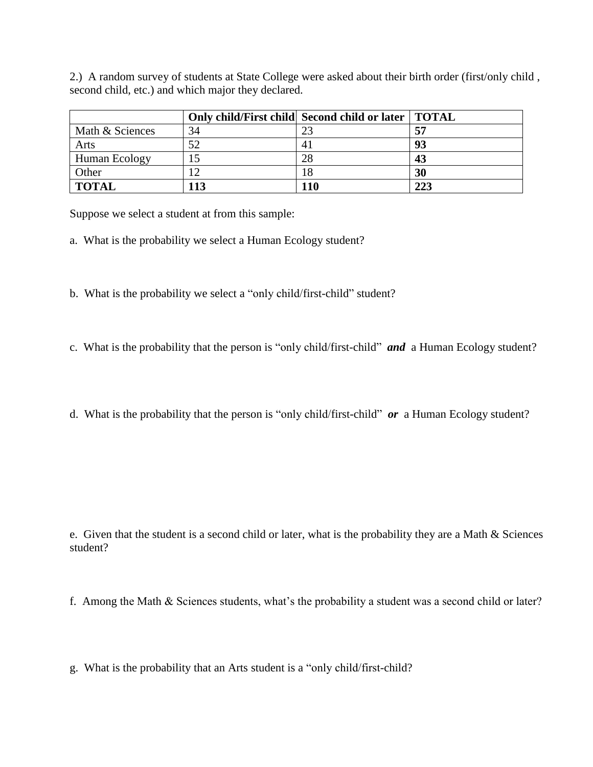2.) A random survey of students at State College were asked about their birth order (first/only child , second child, etc.) and which major they declared.

| | **Only child/First child** | **Second child or later** | **TOTAL** |
|---|---|---|---|
| Math & Sciences | 34 | 23 | **57** |
| Arts | 52 | 41 | **93** |
| Human Ecology | 15 | 28 | **43** |
| Other | 12 | 18 | **30** |
| **TOTAL** | **113** | **110** | **223** |

Suppose we select a student at from this sample:

a. What is the probability we select a Human Ecology student?

b. What is the probability we select a "only child/first-child" student?

c. What is the probability that the person is "only child/first-child" ***and*** a Human Ecology student?

d. What is the probability that the person is "only child/first-child" ***or*** a Human Ecology student?

e. Given that the student is a second child or later, what is the probability they are a Math & Sciences student?

f. Among the Math & Sciences students, what's the probability a student was a second child or later?

g. What is the probability that an Arts student is a "only child/first-child?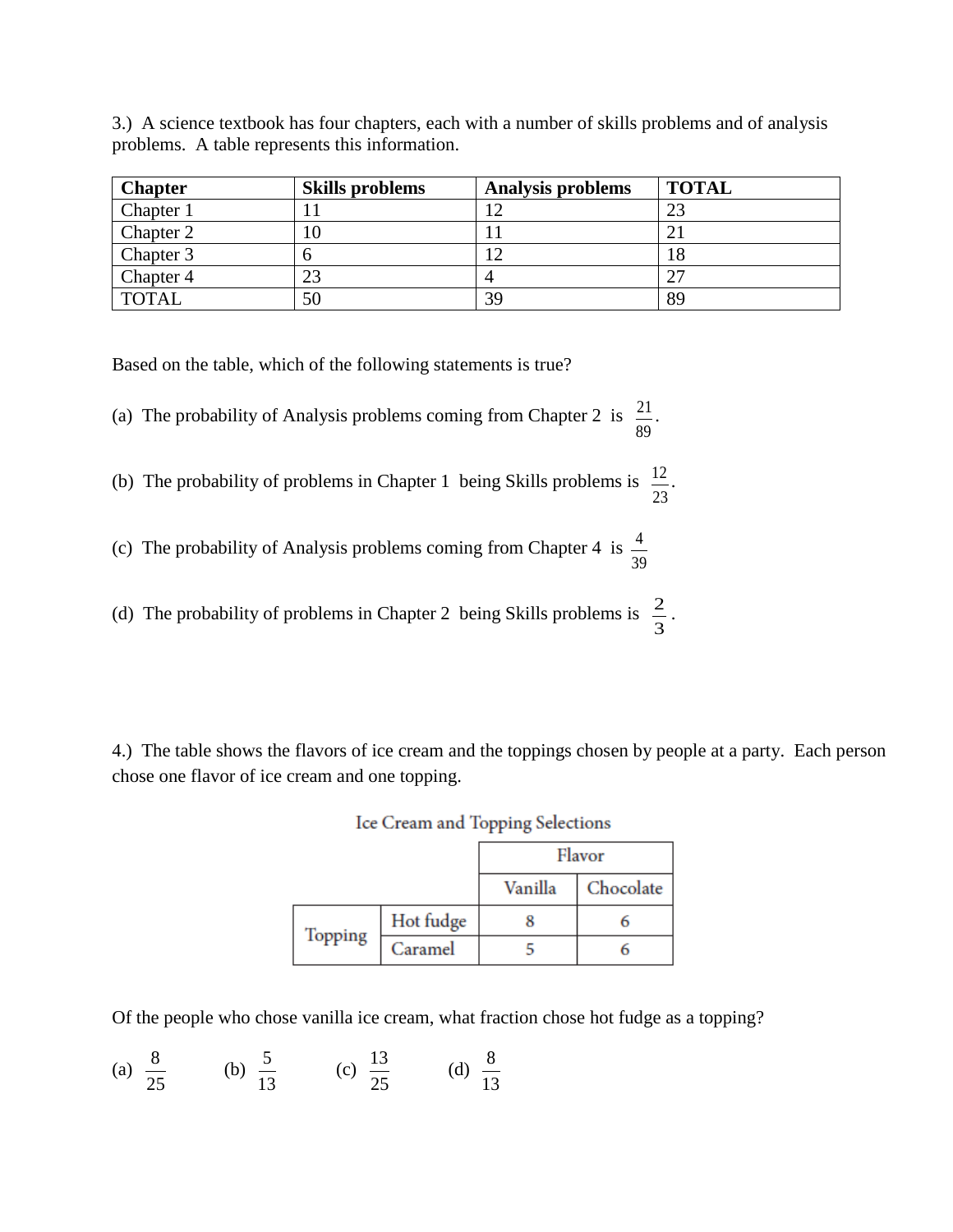3.) A science textbook has four chapters, each with a number of skills problems and of analysis problems. A table represents this information.

| Chapter | Skills problems | Analysis problems | TOTAL |
|---|---|---|---|
| Chapter 1 | 11 | 12 | 23 |
| Chapter 2 | 10 | 11 | 21 |
| Chapter 3 | 6 | 12 | 18 |
| Chapter 4 | 23 | 4 | 27 |
| TOTAL | 50 | 39 | 89 |

Based on the table, which of the following statements is true?

(a) The probability of Analysis problems coming from Chapter 2 is $\frac{21}{89}$.

(b) The probability of problems in Chapter 1 being Skills problems is $\frac{12}{23}$.

(c) The probability of Analysis problems coming from Chapter 4 is $\frac{4}{39}$

(d) The probability of problems in Chapter 2 being Skills problems is $\frac{2}{3}$.

4.) The table shows the flavors of ice cream and the toppings chosen by people at a party. Each person chose one flavor of ice cream and one topping.

Ice Cream and Topping Selections

| | | Flavor | |
|---|---|---|---|
| | | Vanilla | Chocolate |
| Topping | Hot fudge | 8 | 6 |
| | Caramel | 5 | 6 |

Of the people who chose vanilla ice cream, what fraction chose hot fudge as a topping?

(a) $\frac{8}{25}$ (b) $\frac{5}{13}$ (c) $\frac{13}{25}$ (d) $\frac{8}{13}$